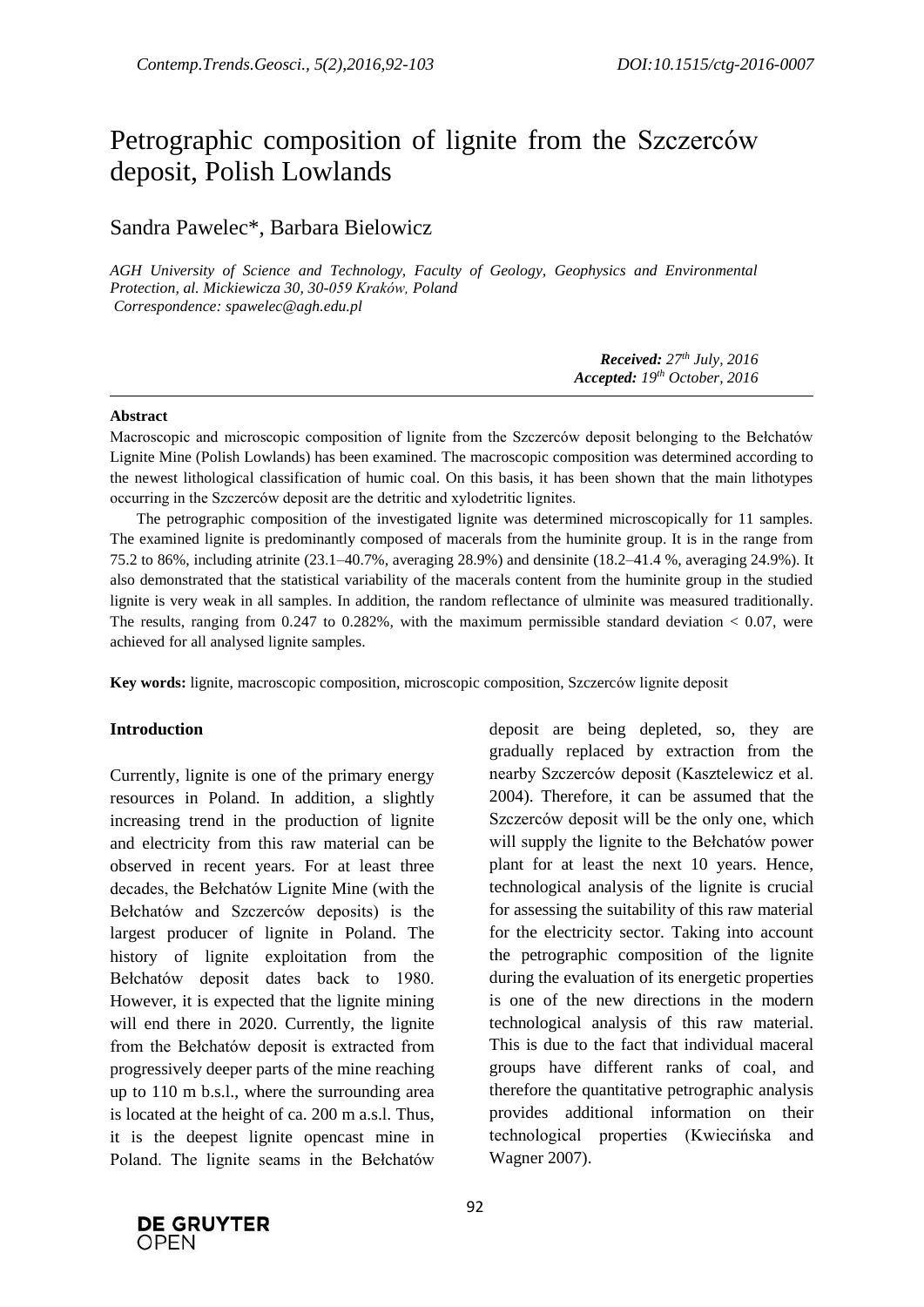# Petrographic composition of lignite from the Szczerców deposit, Polish Lowlands

Sandra Pawelec*, Barbara Bielowicz

*AGH University of Science and Technology, Faculty of Geology, Geophysics and Environmental Protection, al. Mickiewicza 30, 30-059 Kraków, Poland*
*Correspondence: spawelec@agh.edu.pl*

***Received:** 27th July, 2016*
***Accepted:** 19th October, 2016*

**Abstract**

Macroscopic and microscopic composition of lignite from the Szczerców deposit belonging to the Bełchatów Lignite Mine (Polish Lowlands) has been examined. The macroscopic composition was determined according to the newest lithological classification of humic coal. On this basis, it has been shown that the main lithotypes occurring in the Szczerców deposit are the detritic and xylodetritic lignites.

The petrographic composition of the investigated lignite was determined microscopically for 11 samples. The examined lignite is predominantly composed of macerals from the huminite group. It is in the range from 75.2 to 86%, including atrinite (23.1–40.7%, averaging 28.9%) and densinite (18.2–41.4 %, averaging 24.9%). It also demonstrated that the statistical variability of the macerals content from the huminite group in the studied lignite is very weak in all samples. In addition, the random reflectance of ulminite was measured traditionally. The results, ranging from 0.247 to 0.282%, with the maximum permissible standard deviation < 0.07, were achieved for all analysed lignite samples.

**Key words:** lignite, macroscopic composition, microscopic composition, Szczerców lignite deposit

## Introduction

Currently, lignite is one of the primary energy resources in Poland. In addition, a slightly increasing trend in the production of lignite and electricity from this raw material can be observed in recent years. For at least three decades, the Bełchatów Lignite Mine (with the Bełchatów and Szczerców deposits) is the largest producer of lignite in Poland. The history of lignite exploitation from the Bełchatów deposit dates back to 1980. However, it is expected that the lignite mining will end there in 2020. Currently, the lignite from the Bełchatów deposit is extracted from progressively deeper parts of the mine reaching up to 110 m b.s.l., where the surrounding area is located at the height of ca. 200 m a.s.l. Thus, it is the deepest lignite opencast mine in Poland. The lignite seams in the Bełchatów deposit are being depleted, so, they are gradually replaced by extraction from the nearby Szczerców deposit (Kasztelewicz et al. 2004). Therefore, it can be assumed that the Szczerców deposit will be the only one, which will supply the lignite to the Bełchatów power plant for at least the next 10 years. Hence, technological analysis of the lignite is crucial for assessing the suitability of this raw material for the electricity sector. Taking into account the petrographic composition of the lignite during the evaluation of its energetic properties is one of the new directions in the modern technological analysis of this raw material. This is due to the fact that individual maceral groups have different ranks of coal, and therefore the quantitative petrographic analysis provides additional information on their technological properties (Kwiecińska and Wagner 2007).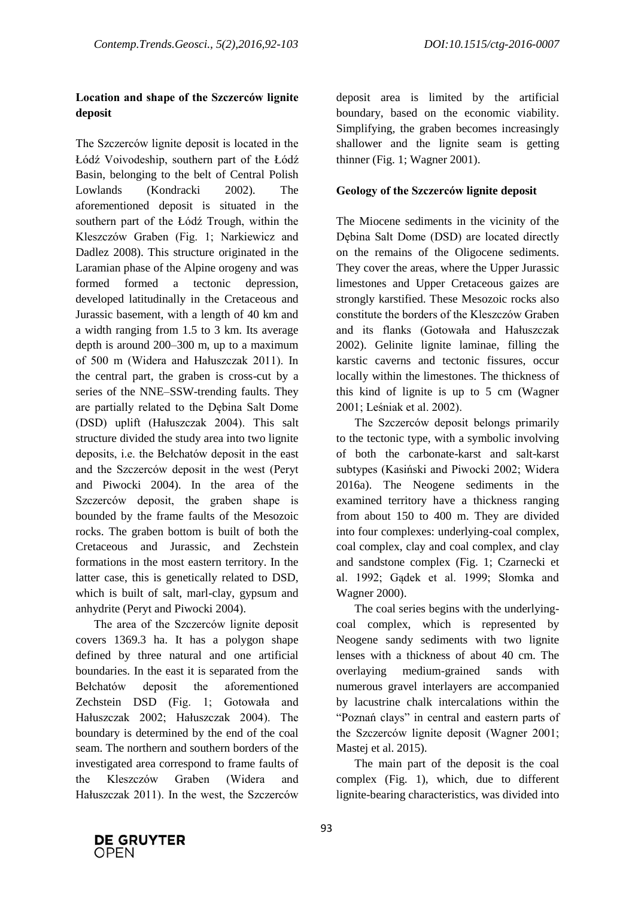## Location and shape of the Szczerców lignite deposit

The Szczerców lignite deposit is located in the Łódź Voivodeship, southern part of the Łódź Basin, belonging to the belt of Central Polish Lowlands (Kondracki 2002). The aforementioned deposit is situated in the southern part of the Łódź Trough, within the Kleszczów Graben (Fig. 1; Narkiewicz and Dadlez 2008). This structure originated in the Laramian phase of the Alpine orogeny and was formed formed a tectonic depression, developed latitudinally in the Cretaceous and Jurassic basement, with a length of 40 km and a width ranging from 1.5 to 3 km. Its average depth is around 200–300 m, up to a maximum of 500 m (Widera and Hałuszczak 2011). In the central part, the graben is cross-cut by a series of the NNE–SSW-trending faults. They are partially related to the Dębina Salt Dome (DSD) uplift (Hałuszczak 2004). This salt structure divided the study area into two lignite deposits, i.e. the Bełchatów deposit in the east and the Szczerców deposit in the west (Peryt and Piwocki 2004). In the area of the Szczerców deposit, the graben shape is bounded by the frame faults of the Mesozoic rocks. The graben bottom is built of both the Cretaceous and Jurassic, and Zechstein formations in the most eastern territory. In the latter case, this is genetically related to DSD, which is built of salt, marl-clay, gypsum and anhydrite (Peryt and Piwocki 2004).

The area of the Szczerców lignite deposit covers 1369.3 ha. It has a polygon shape defined by three natural and one artificial boundaries. In the east it is separated from the Bełchatów deposit the aforementioned Zechstein DSD (Fig. 1; Gotowała and Hałuszczak 2002; Hałuszczak 2004). The boundary is determined by the end of the coal seam. The northern and southern borders of the investigated area correspond to frame faults of the Kleszczów Graben (Widera and Hałuszczak 2011). In the west, the Szczerców deposit area is limited by the artificial boundary, based on the economic viability. Simplifying, the graben becomes increasingly shallower and the lignite seam is getting thinner (Fig. 1; Wagner 2001).

## Geology of the Szczerców lignite deposit

The Miocene sediments in the vicinity of the Dębina Salt Dome (DSD) are located directly on the remains of the Oligocene sediments. They cover the areas, where the Upper Jurassic limestones and Upper Cretaceous gaizes are strongly karstified. These Mesozoic rocks also constitute the borders of the Kleszczów Graben and its flanks (Gotowała and Hałuszczak 2002). Gelinite lignite laminae, filling the karstic caverns and tectonic fissures, occur locally within the limestones. The thickness of this kind of lignite is up to 5 cm (Wagner 2001; Leśniak et al. 2002).

The Szczerców deposit belongs primarily to the tectonic type, with a symbolic involving of both the carbonate-karst and salt-karst subtypes (Kasiński and Piwocki 2002; Widera 2016a). The Neogene sediments in the examined territory have a thickness ranging from about 150 to 400 m. They are divided into four complexes: underlying-coal complex, coal complex, clay and coal complex, and clay and sandstone complex (Fig. 1; Czarnecki et al. 1992; Gądek et al. 1999; Słomka and Wagner 2000).

The coal series begins with the underlying-coal complex, which is represented by Neogene sandy sediments with two lignite lenses with a thickness of about 40 cm. The overlaying medium-grained sands with numerous gravel interlayers are accompanied by lacustrine chalk intercalations within the "Poznań clays" in central and eastern parts of the Szczerców lignite deposit (Wagner 2001; Mastej et al. 2015).

The main part of the deposit is the coal complex (Fig. 1), which, due to different lignite-bearing characteristics, was divided into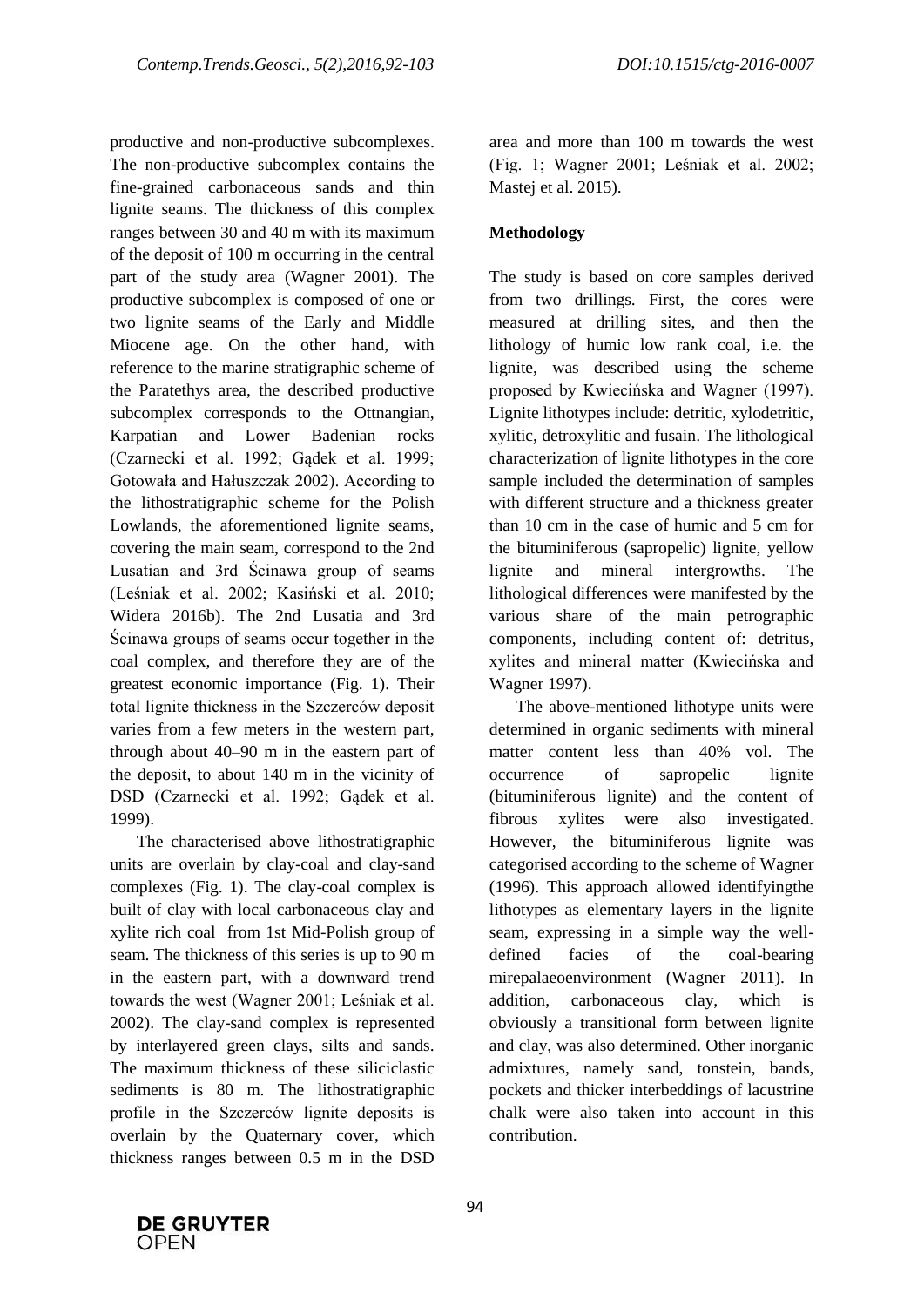productive and non-productive subcomplexes. The non-productive subcomplex contains the fine-grained carbonaceous sands and thin lignite seams. The thickness of this complex ranges between 30 and 40 m with its maximum of the deposit of 100 m occurring in the central part of the study area (Wagner 2001). The productive subcomplex is composed of one or two lignite seams of the Early and Middle Miocene age. On the other hand, with reference to the marine stratigraphic scheme of the Paratethys area, the described productive subcomplex corresponds to the Ottnangian, Karpatian and Lower Badenian rocks (Czarnecki et al. 1992; Gądek et al. 1999; Gotowała and Hałuszczak 2002). According to the lithostratigraphic scheme for the Polish Lowlands, the aforementioned lignite seams, covering the main seam, correspond to the 2nd Lusatian and 3rd Ścinawa group of seams (Leśniak et al. 2002; Kasiński et al. 2010; Widera 2016b). The 2nd Lusatia and 3rd Ścinawa groups of seams occur together in the coal complex, and therefore they are of the greatest economic importance (Fig. 1). Their total lignite thickness in the Szczerców deposit varies from a few meters in the western part, through about 40–90 m in the eastern part of the deposit, to about 140 m in the vicinity of DSD (Czarnecki et al. 1992; Gądek et al. 1999).

The characterised above lithostratigraphic units are overlain by clay-coal and clay-sand complexes (Fig. 1). The clay-coal complex is built of clay with local carbonaceous clay and xylite rich coal from 1st Mid-Polish group of seam. The thickness of this series is up to 90 m in the eastern part, with a downward trend towards the west (Wagner 2001; Leśniak et al. 2002). The clay-sand complex is represented by interlayered green clays, silts and sands. The maximum thickness of these siliciclastic sediments is 80 m. The lithostratigraphic profile in the Szczerców lignite deposits is overlain by the Quaternary cover, which thickness ranges between 0.5 m in the DSD area and more than 100 m towards the west (Fig. 1; Wagner 2001; Leśniak et al. 2002; Mastej et al. 2015).

## Methodology

The study is based on core samples derived from two drillings. First, the cores were measured at drilling sites, and then the lithology of humic low rank coal, i.e. the lignite, was described using the scheme proposed by Kwiecińska and Wagner (1997). Lignite lithotypes include: detritic, xylodetritic, xylitic, detroxylitic and fusain. The lithological characterization of lignite lithotypes in the core sample included the determination of samples with different structure and a thickness greater than 10 cm in the case of humic and 5 cm for the bituminiferous (sapropelic) lignite, yellow lignite and mineral intergrowths. The lithological differences were manifested by the various share of the main petrographic components, including content of: detritus, xylites and mineral matter (Kwiecińska and Wagner 1997).

The above-mentioned lithotype units were determined in organic sediments with mineral matter content less than 40% vol. The occurrence of sapropelic lignite (bituminiferous lignite) and the content of fibrous xylites were also investigated. However, the bituminiferous lignite was categorised according to the scheme of Wagner (1996). This approach allowed identifyingthe lithotypes as elementary layers in the lignite seam, expressing in a simple way the well-defined facies of the coal-bearing mirepalaeoenvironment (Wagner 2011). In addition, carbonaceous clay, which is obviously a transitional form between lignite and clay, was also determined. Other inorganic admixtures, namely sand, tonstein, bands, pockets and thicker interbeddings of lacustrine chalk were also taken into account in this contribution.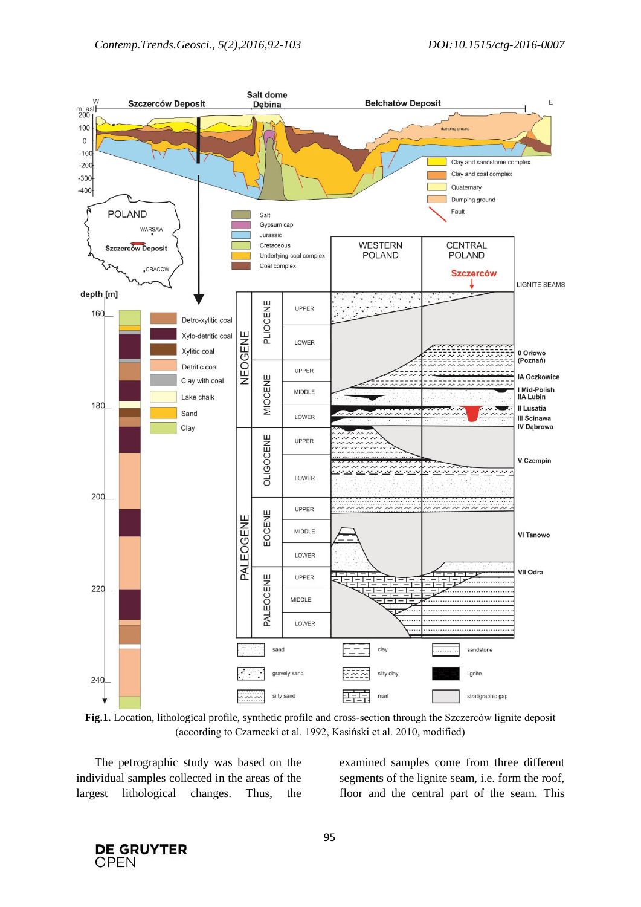**Fig.1.** Location, lithological profile, synthetic profile and cross-section through the Szczerców lignite deposit (according to Czarnecki et al. 1992, Kasiński et al. 2010, modified)

The petrographic study was based on the individual samples collected in the areas of the largest lithological changes. Thus, the examined samples come from three different segments of the lignite seam, i.e. form the roof, floor and the central part of the seam. This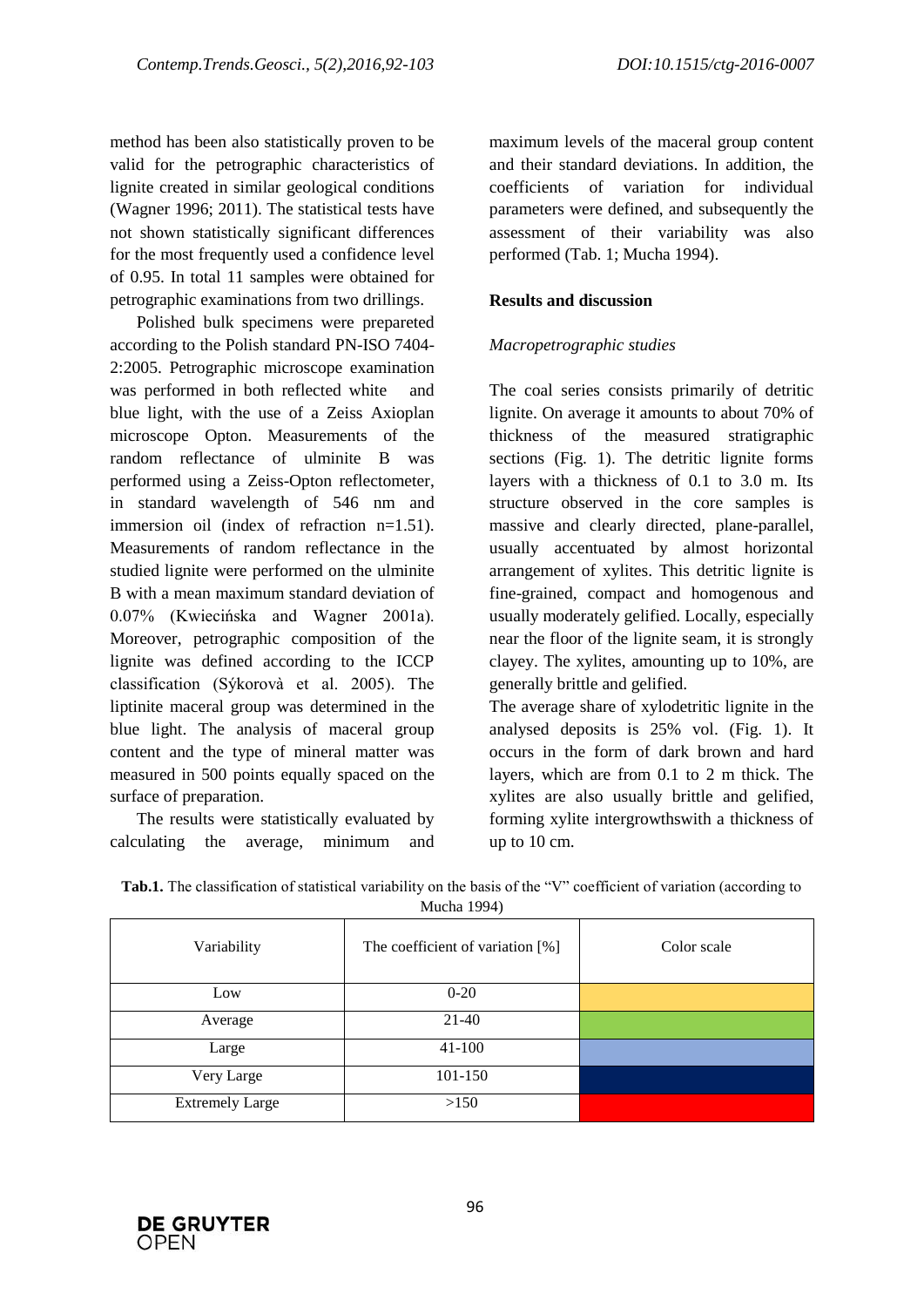method has been also statistically proven to be valid for the petrographic characteristics of lignite created in similar geological conditions (Wagner 1996; 2011). The statistical tests have not shown statistically significant differences for the most frequently used a confidence level of 0.95. In total 11 samples were obtained for petrographic examinations from two drillings.

Polished bulk specimens were prepareted according to the Polish standard PN-ISO 7404-2:2005. Petrographic microscope examination was performed in both reflected white and blue light, with the use of a Zeiss Axioplan microscope Opton. Measurements of the random reflectance of ulminite B was performed using a Zeiss-Opton reflectometer, in standard wavelength of 546 nm and immersion oil (index of refraction n=1.51). Measurements of random reflectance in the studied lignite were performed on the ulminite B with a mean maximum standard deviation of 0.07% (Kwiecińska and Wagner 2001a). Moreover, petrographic composition of the lignite was defined according to the ICCP classification (Sýkorovà et al. 2005). The liptinite maceral group was determined in the blue light. The analysis of maceral group content and the type of mineral matter was measured in 500 points equally spaced on the surface of preparation.

The results were statistically evaluated by calculating the average, minimum and maximum levels of the maceral group content and their standard deviations. In addition, the coefficients of variation for individual parameters were defined, and subsequently the assessment of their variability was also performed (Tab. 1; Mucha 1994).

## Results and discussion

### *Macropetrographic studies*

The coal series consists primarily of detritic lignite. On average it amounts to about 70% of thickness of the measured stratigraphic sections (Fig. 1). The detritic lignite forms layers with a thickness of 0.1 to 3.0 m. Its structure observed in the core samples is massive and clearly directed, plane-parallel, usually accentuated by almost horizontal arrangement of xylites. This detritic lignite is fine-grained, compact and homogenous and usually moderately gelified. Locally, especially near the floor of the lignite seam, it is strongly clayey. The xylites, amounting up to 10%, are generally brittle and gelified.

The average share of xylodetritic lignite in the analysed deposits is 25% vol. (Fig. 1). It occurs in the form of dark brown and hard layers, which are from 0.1 to 2 m thick. The xylites are also usually brittle and gelified, forming xylite intergrowthswith a thickness of up to 10 cm.

**Tab.1.** The classification of statistical variability on the basis of the "V" coefficient of variation (according to Mucha 1994)

| Variability | The coefficient of variation [%] | Color scale |
|---|---|---|
| Low | 0-20 | |
| Average | 21-40 | |
| Large | 41-100 | |
| Very Large | 101-150 | |
| Extremely Large | >150 | |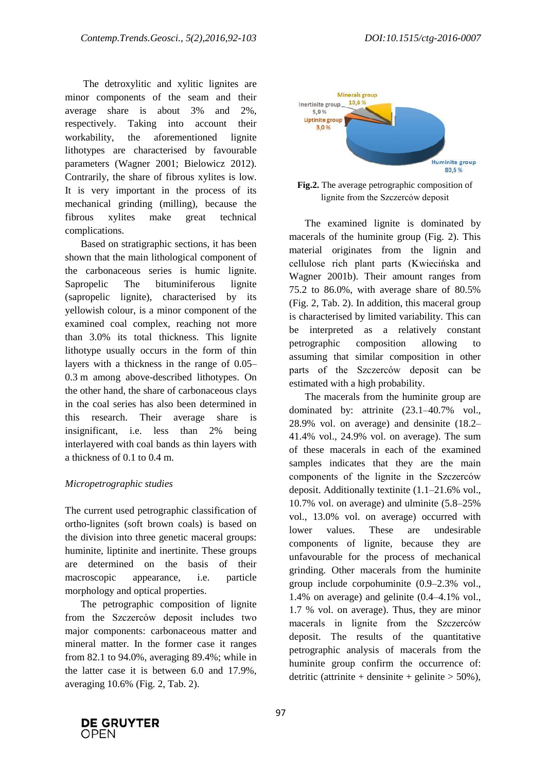The detroxylitic and xylitic lignites are minor components of the seam and their average share is about 3% and 2%, respectively. Taking into account their workability, the aforementioned lignite lithotypes are characterised by favourable parameters (Wagner 2001; Bielowicz 2012). Contrarily, the share of fibrous xylites is low. It is very important in the process of its mechanical grinding (milling), because the fibrous xylites make great technical complications.

Based on stratigraphic sections, it has been shown that the main lithological component of the carbonaceous series is humic lignite. Sapropelic The bituminiferous lignite (sapropelic lignite), characterised by its yellowish colour, is a minor component of the examined coal complex, reaching not more than 3.0% its total thickness. This lignite lithotype usually occurs in the form of thin layers with a thickness in the range of 0.05–0.3 m among above-described lithotypes. On the other hand, the share of carbonaceous clays in the coal series has also been determined in this research. Their average share is insignificant, i.e. less than 2% being interlayered with coal bands as thin layers with a thickness of 0.1 to 0.4 m.

*Micropetrographic studies*

The current used petrographic classification of ortho-lignites (soft brown coals) is based on the division into three genetic maceral groups: huminite, liptinite and inertinite. These groups are determined on the basis of their macroscopic appearance, i.e. particle morphology and optical properties.

The petrographic composition of lignite from the Szczerców deposit includes two major components: carbonaceous matter and mineral matter. In the former case it ranges from 82.1 to 94.0%, averaging 89.4%; while in the latter case it is between 6.0 and 17.9%, averaging 10.6% (Fig. 2, Tab. 2).

Minerals group 10,6 %
Inertinite group 5,9 %
Liptinite group 3,0 %
Huminite group 80,5 %

**Fig.2.** The average petrographic composition of lignite from the Szczerców deposit

The examined lignite is dominated by macerals of the huminite group (Fig. 2). This material originates from the lignin and cellulose rich plant parts (Kwiecińska and Wagner 2001b). Their amount ranges from 75.2 to 86.0%, with average share of 80.5% (Fig. 2, Tab. 2). In addition, this maceral group is characterised by limited variability. This can be interpreted as a relatively constant petrographic composition allowing to assuming that similar composition in other parts of the Szczerców deposit can be estimated with a high probability.

The macerals from the huminite group are dominated by: attrinite (23.1–40.7% vol., 28.9% vol. on average) and densinite (18.2–41.4% vol., 24.9% vol. on average). The sum of these macerals in each of the examined samples indicates that they are the main components of the lignite in the Szczerców deposit. Additionally textinite (1.1–21.6% vol., 10.7% vol. on average) and ulminite (5.8–25% vol., 13.0% vol. on average) occurred with lower values. These are undesirable components of lignite, because they are unfavourable for the process of mechanical grinding. Other macerals from the huminite group include corpohuminite (0.9–2.3% vol., 1.4% on average) and gelinite (0.4–4.1% vol., 1.7 % vol. on average). Thus, they are minor macerals in lignite from the Szczerców deposit. The results of the quantitative petrographic analysis of macerals from the huminite group confirm the occurrence of: detritic (attrinite + densinite + gelinite > 50%),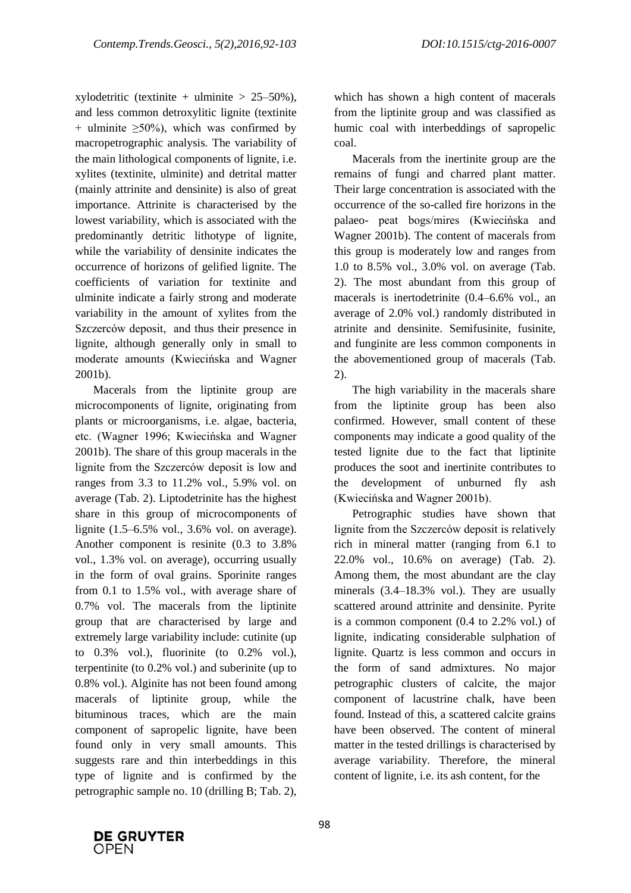xylodetritic (textinite + ulminite > 25–50%), and less common detroxylitic lignite (textinite + ulminite ≥50%), which was confirmed by macropetrographic analysis. The variability of the main lithological components of lignite, i.e. xylites (textinite, ulminite) and detrital matter (mainly attrinite and densinite) is also of great importance. Attrinite is characterised by the lowest variability, which is associated with the predominantly detritic lithotype of lignite, while the variability of densinite indicates the occurrence of horizons of gelified lignite. The coefficients of variation for textinite and ulminite indicate a fairly strong and moderate variability in the amount of xylites from the Szczerców deposit, and thus their presence in lignite, although generally only in small to moderate amounts (Kwiecińska and Wagner 2001b).

Macerals from the liptinite group are microcomponents of lignite, originating from plants or microorganisms, i.e. algae, bacteria, etc. (Wagner 1996; Kwiecińska and Wagner 2001b). The share of this group macerals in the lignite from the Szczerców deposit is low and ranges from 3.3 to 11.2% vol., 5.9% vol. on average (Tab. 2). Liptodetrinite has the highest share in this group of microcomponents of lignite (1.5–6.5% vol., 3.6% vol. on average). Another component is resinite (0.3 to 3.8% vol., 1.3% vol. on average), occurring usually in the form of oval grains. Sporinite ranges from 0.1 to 1.5% vol., with average share of 0.7% vol. The macerals from the liptinite group that are characterised by large and extremely large variability include: cutinite (up to 0.3% vol.), fluorinite (to 0.2% vol.), terpentinite (to 0.2% vol.) and suberinite (up to 0.8% vol.). Alginite has not been found among macerals of liptinite group, while the bituminous traces, which are the main component of sapropelic lignite, have been found only in very small amounts. This suggests rare and thin interbeddings in this type of lignite and is confirmed by the petrographic sample no. 10 (drilling B; Tab. 2), which has shown a high content of macerals from the liptinite group and was classified as humic coal with interbeddings of sapropelic coal.

Macerals from the inertinite group are the remains of fungi and charred plant matter. Their large concentration is associated with the occurrence of the so-called fire horizons in the palaeo- peat bogs/mires (Kwiecińska and Wagner 2001b). The content of macerals from this group is moderately low and ranges from 1.0 to 8.5% vol., 3.0% vol. on average (Tab. 2). The most abundant from this group of macerals is inertodetrinite (0.4–6.6% vol., an average of 2.0% vol.) randomly distributed in atrinite and densinite. Semifusinite, fusinite, and funginite are less common components in the abovementioned group of macerals (Tab. 2).

The high variability in the macerals share from the liptinite group has been also confirmed. However, small content of these components may indicate a good quality of the tested lignite due to the fact that liptinite produces the soot and inertinite contributes to the development of unburned fly ash (Kwiecińska and Wagner 2001b).

Petrographic studies have shown that lignite from the Szczerców deposit is relatively rich in mineral matter (ranging from 6.1 to 22.0% vol., 10.6% on average) (Tab. 2). Among them, the most abundant are the clay minerals (3.4–18.3% vol.). They are usually scattered around attrinite and densinite. Pyrite is a common component (0.4 to 2.2% vol.) of lignite, indicating considerable sulphation of lignite. Quartz is less common and occurs in the form of sand admixtures. No major petrographic clusters of calcite, the major component of lacustrine chalk, have been found. Instead of this, a scattered calcite grains have been observed. The content of mineral matter in the tested drillings is characterised by average variability. Therefore, the mineral content of lignite, i.e. its ash content, for the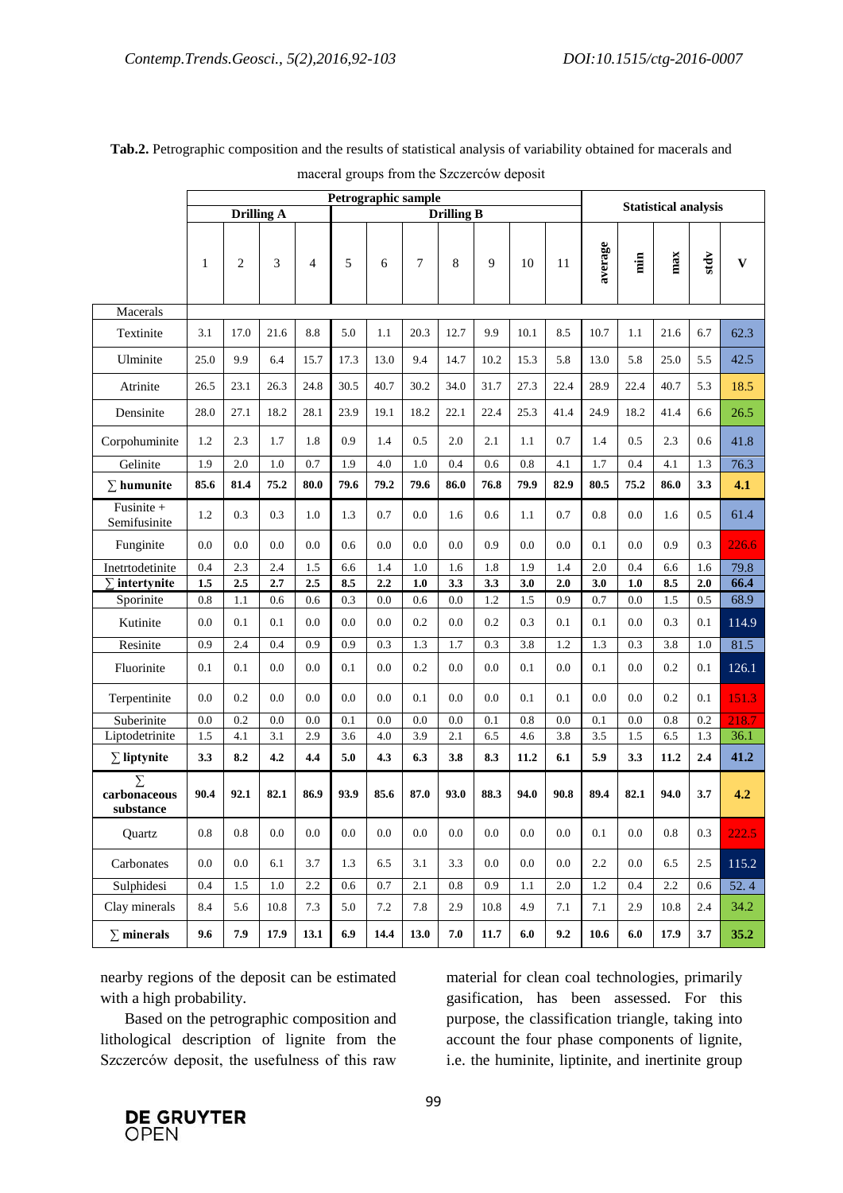**Tab.2.** Petrographic composition and the results of statistical analysis of variability obtained for macerals and maceral groups from the Szczerców deposit

| | Petrographic sample | | | | | | | | | | | Statistical analysis | | | | |
|---|---|---|---|---|---|---|---|---|---|---|---|---|---|---|---|---|
| | Drilling A | | | | Drilling B | | | | | | | | | | | |
| | 1 | 2 | 3 | 4 | 5 | 6 | 7 | 8 | 9 | 10 | 11 | average | min | max | stdv | V |
| Macerals | | | | | | | | | | | | | | | | |
| Textinite | 3.1 | 17.0 | 21.6 | 8.8 | 5.0 | 1.1 | 20.3 | 12.7 | 9.9 | 10.1 | 8.5 | 10.7 | 1.1 | 21.6 | 6.7 | 62.3 |
| Ulminite | 25.0 | 9.9 | 6.4 | 15.7 | 17.3 | 13.0 | 9.4 | 14.7 | 10.2 | 15.3 | 5.8 | 13.0 | 5.8 | 25.0 | 5.5 | 42.5 |
| Atrinite | 26.5 | 23.1 | 26.3 | 24.8 | 30.5 | 40.7 | 30.2 | 34.0 | 31.7 | 27.3 | 22.4 | 28.9 | 22.4 | 40.7 | 5.3 | 18.5 |
| Densinite | 28.0 | 27.1 | 18.2 | 28.1 | 23.9 | 19.1 | 18.2 | 22.1 | 22.4 | 25.3 | 41.4 | 24.9 | 18.2 | 41.4 | 6.6 | 26.5 |
| Corpohuminite | 1.2 | 2.3 | 1.7 | 1.8 | 0.9 | 1.4 | 0.5 | 2.0 | 2.1 | 1.1 | 0.7 | 1.4 | 0.5 | 2.3 | 0.6 | 41.8 |
| Gelinite | 1.9 | 2.0 | 1.0 | 0.7 | 1.9 | 4.0 | 1.0 | 0.4 | 0.6 | 0.8 | 4.1 | 1.7 | 0.4 | 4.1 | 1.3 | 76.3 |
| **∑ humunite** | **85.6** | **81.4** | **75.2** | **80.0** | **79.6** | **79.2** | **79.6** | **86.0** | **76.8** | **79.9** | **82.9** | **80.5** | **75.2** | **86.0** | **3.3** | **4.1** |
| Fusinite + Semifusinite | 1.2 | 0.3 | 0.3 | 1.0 | 1.3 | 0.7 | 0.0 | 1.6 | 0.6 | 1.1 | 0.7 | 0.8 | 0.0 | 1.6 | 0.5 | 61.4 |
| Funginite | 0.0 | 0.0 | 0.0 | 0.0 | 0.6 | 0.0 | 0.0 | 0.0 | 0.9 | 0.0 | 0.0 | 0.1 | 0.0 | 0.9 | 0.3 | 226.6 |
| Inetrtodetinite | 0.4 | 2.3 | 2.4 | 1.5 | 6.6 | 1.4 | 1.0 | 1.6 | 1.8 | 1.9 | 1.4 | 2.0 | 0.4 | 6.6 | 1.6 | 79.8 |
| **∑ intertynite** | **1.5** | **2.5** | **2.7** | **2.5** | **8.5** | **2.2** | **1.0** | **3.3** | **3.3** | **3.0** | **2.0** | **3.0** | **1.0** | **8.5** | **2.0** | **66.4** |
| Sporinite | 0.8 | 1.1 | 0.6 | 0.6 | 0.3 | 0.0 | 0.6 | 0.0 | 1.2 | 1.5 | 0.9 | 0.7 | 0.0 | 1.5 | 0.5 | 68.9 |
| Kutinite | 0.0 | 0.1 | 0.1 | 0.0 | 0.0 | 0.0 | 0.2 | 0.0 | 0.2 | 0.3 | 0.1 | 0.1 | 0.0 | 0.3 | 0.1 | 114.9 |
| Resinite | 0.9 | 2.4 | 0.4 | 0.9 | 0.9 | 0.3 | 1.3 | 1.7 | 0.3 | 3.8 | 1.2 | 1.3 | 0.3 | 3.8 | 1.0 | 81.5 |
| Fluorinite | 0.1 | 0.1 | 0.0 | 0.0 | 0.1 | 0.0 | 0.2 | 0.0 | 0.0 | 0.1 | 0.0 | 0.1 | 0.0 | 0.2 | 0.1 | 126.1 |
| Terpentinite | 0.0 | 0.2 | 0.0 | 0.0 | 0.0 | 0.0 | 0.1 | 0.0 | 0.0 | 0.1 | 0.1 | 0.0 | 0.0 | 0.2 | 0.1 | 151.3 |
| Suberinite | 0.0 | 0.2 | 0.0 | 0.0 | 0.1 | 0.0 | 0.0 | 0.0 | 0.1 | 0.8 | 0.0 | 0.1 | 0.0 | 0.8 | 0.2 | 218.7 |
| Liptodetrinite | 1.5 | 4.1 | 3.1 | 2.9 | 3.6 | 4.0 | 3.9 | 2.1 | 6.5 | 4.6 | 3.8 | 3.5 | 1.5 | 6.5 | 1.3 | 36.1 |
| **∑ liptynite** | **3.3** | **8.2** | **4.2** | **4.4** | **5.0** | **4.3** | **6.3** | **3.8** | **8.3** | **11.2** | **6.1** | **5.9** | **3.3** | **11.2** | **2.4** | **41.2** |
| **∑ carbonaceous substance** | **90.4** | **92.1** | **82.1** | **86.9** | **93.9** | **85.6** | **87.0** | **93.0** | **88.3** | **94.0** | **90.8** | **89.4** | **82.1** | **94.0** | **3.7** | **4.2** |
| Quartz | 0.8 | 0.8 | 0.0 | 0.0 | 0.0 | 0.0 | 0.0 | 0.0 | 0.0 | 0.0 | 0.0 | 0.1 | 0.0 | 0.8 | 0.3 | 222.5 |
| Carbonates | 0.0 | 0.0 | 6.1 | 3.7 | 1.3 | 6.5 | 3.1 | 3.3 | 0.0 | 0.0 | 0.0 | 2.2 | 0.0 | 6.5 | 2.5 | 115.2 |
| Sulphidesi | 0.4 | 1.5 | 1.0 | 2.2 | 0.6 | 0.7 | 2.1 | 0.8 | 0.9 | 1.1 | 2.0 | 1.2 | 0.4 | 2.2 | 0.6 | 52. 4 |
| Clay minerals | 8.4 | 5.6 | 10.8 | 7.3 | 5.0 | 7.2 | 7.8 | 2.9 | 10.8 | 4.9 | 7.1 | 7.1 | 2.9 | 10.8 | 2.4 | 34.2 |
| **∑ minerals** | **9.6** | **7.9** | **17.9** | **13.1** | **6.9** | **14.4** | **13.0** | **7.0** | **11.7** | **6.0** | **9.2** | **10.6** | **6.0** | **17.9** | **3.7** | **35.2** |

nearby regions of the deposit can be estimated with a high probability.

Based on the petrographic composition and lithological description of lignite from the Szczerców deposit, the usefulness of this raw material for clean coal technologies, primarily gasification, has been assessed. For this purpose, the classification triangle, taking into account the four phase components of lignite, i.e. the huminite, liptinite, and inertinite group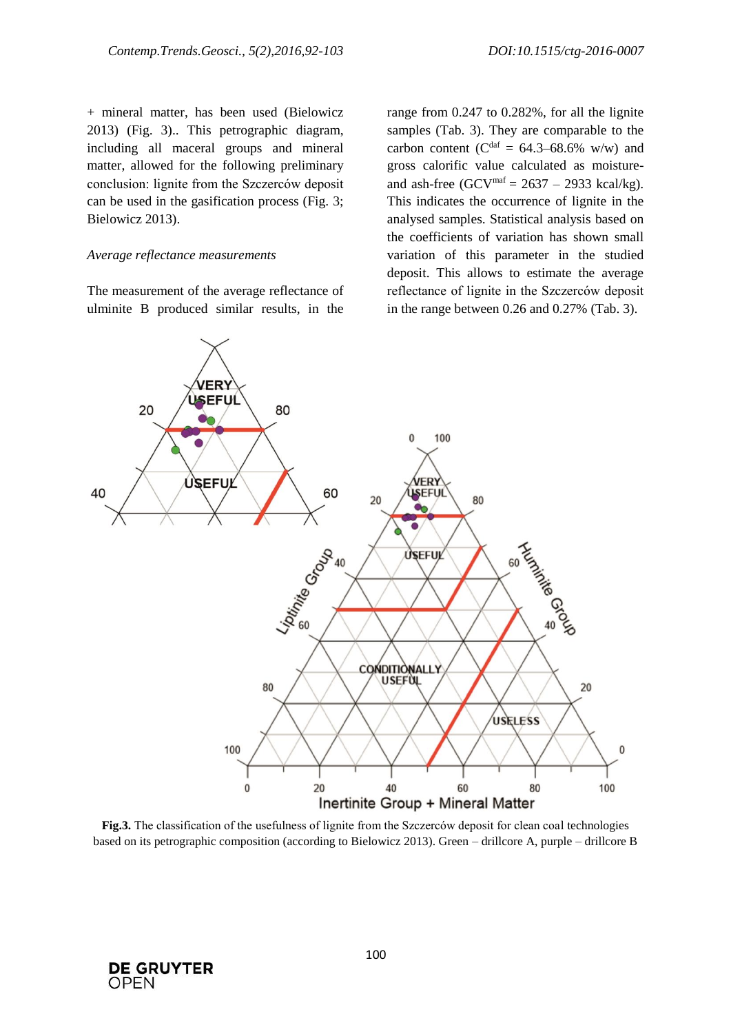+ mineral matter, has been used (Bielowicz 2013) (Fig. 3).. This petrographic diagram, including all maceral groups and mineral matter, allowed for the following preliminary conclusion: lignite from the Szczerców deposit can be used in the gasification process (Fig. 3; Bielowicz 2013).

*Average reflectance measurements*

The measurement of the average reflectance of ulminite B produced similar results, in the range from 0.247 to 0.282%, for all the lignite samples (Tab. 3). They are comparable to the carbon content ($C^{daf}$ = 64.3–68.6% w/w) and gross calorific value calculated as moisture- and ash-free ($GCV^{maf}$ = 2637 – 2933 kcal/kg). This indicates the occurrence of lignite in the analysed samples. Statistical analysis based on the coefficients of variation has shown small variation of this parameter in the studied deposit. This allows to estimate the average reflectance of lignite in the Szczerców deposit in the range between 0.26 and 0.27% (Tab. 3).

**Fig.3.** The classification of the usefulness of lignite from the Szczerców deposit for clean coal technologies based on its petrographic composition (according to Bielowicz 2013). Green – drillcore A, purple – drillcore B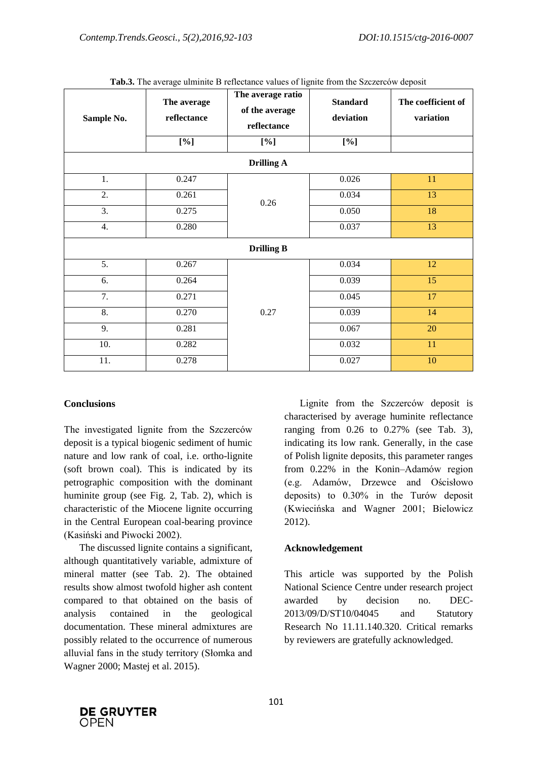**Tab.3.** The average ulminite B reflectance values of lignite from the Szczerców deposit

| Sample No. | The average reflectance | The average ratio of the average reflectance | Standard deviation | The coefficient of variation |
|---|---|---|---|---|
| | [%] | [%] | [%] | |
| **Drilling A** | | | | |
| 1. | 0.247 | 0.26 | 0.026 | 11 |
| 2. | 0.261 | | 0.034 | 13 |
| 3. | 0.275 | | 0.050 | 18 |
| 4. | 0.280 | | 0.037 | 13 |
| **Drilling B** | | | | |
| 5. | 0.267 | 0.27 | 0.034 | 12 |
| 6. | 0.264 | | 0.039 | 15 |
| 7. | 0.271 | | 0.045 | 17 |
| 8. | 0.270 | | 0.039 | 14 |
| 9. | 0.281 | | 0.067 | 20 |
| 10. | 0.282 | | 0.032 | 11 |
| 11. | 0.278 | | 0.027 | 10 |

## Conclusions

The investigated lignite from the Szczerców deposit is a typical biogenic sediment of humic nature and low rank of coal, i.e. ortho-lignite (soft brown coal). This is indicated by its petrographic composition with the dominant huminite group (see Fig. 2, Tab. 2), which is characteristic of the Miocene lignite occurring in the Central European coal-bearing province (Kasiński and Piwocki 2002).

The discussed lignite contains a significant, although quantitatively variable, admixture of mineral matter (see Tab. 2). The obtained results show almost twofold higher ash content compared to that obtained on the basis of analysis contained in the geological documentation. These mineral admixtures are possibly related to the occurrence of numerous alluvial fans in the study territory (Słomka and Wagner 2000; Mastej et al. 2015).

Lignite from the Szczerców deposit is characterised by average huminite reflectance ranging from 0.26 to 0.27% (see Tab. 3), indicating its low rank. Generally, in the case of Polish lignite deposits, this parameter ranges from 0.22% in the Konin–Adamów region (e.g. Adamów, Drzewce and Ościsłowo deposits) to 0.30% in the Turów deposit (Kwiecińska and Wagner 2001; Bielowicz 2012).

## Acknowledgement

This article was supported by the Polish National Science Centre under research project awarded by decision no. DEC-2013/09/D/ST10/04045 and Statutory Research No 11.11.140.320. Critical remarks by reviewers are gratefully acknowledged.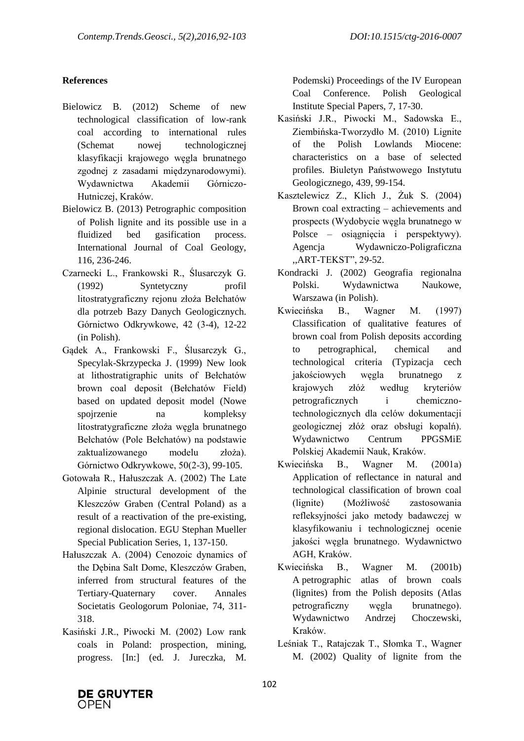## References

Bielowicz B. (2012) Scheme of new technological classification of low-rank coal according to international rules (Schemat nowej technologicznej klasyfikacji krajowego węgla brunatnego zgodnej z zasadami międzynarodowymi). Wydawnictwa Akademii Górniczo-Hutniczej, Kraków.

Bielowicz B. (2013) Petrographic composition of Polish lignite and its possible use in a fluidized bed gasification process. International Journal of Coal Geology, 116, 236-246.

Czarnecki L., Frankowski R., Ślusarczyk G. (1992) Syntetyczny profil litostratygraficzny rejonu złoża Bełchatów dla potrzeb Bazy Danych Geologicznych. Górnictwo Odkrywkowe, 42 (3-4), 12-22 (in Polish).

Gądek A., Frankowski F., Ślusarczyk G., Specylak-Skrzypecka J. (1999) New look at lithostratigraphic units of Bełchatów brown coal deposit (Bełchatów Field) based on updated deposit model (Nowe spojrzenie na kompleksy litostratygraficzne złoża węgla brunatnego Bełchatów (Pole Bełchatów) na podstawie zaktualizowanego modelu złoża). Górnictwo Odkrywkowe, 50(2-3), 99-105.

Gotowała R., Hałuszczak A. (2002) The Late Alpinie structural development of the Kleszczów Graben (Central Poland) as a result of a reactivation of the pre-existing, regional dislocation. EGU Stephan Mueller Special Publication Series, 1, 137-150.

Hałuszczak A. (2004) Cenozoic dynamics of the Dębina Salt Dome, Kleszczów Graben, inferred from structural features of the Tertiary-Quaternary cover. Annales Societatis Geologorum Poloniae, 74, 311-318.

Kasiński J.R., Piwocki M. (2002) Low rank coals in Poland: prospection, mining, progress. [In:] (ed. J. Jureczka, M. Podemski) Proceedings of the IV European Coal Conference. Polish Geological Institute Special Papers, 7, 17-30.

Kasiński J.R., Piwocki M., Sadowska E., Ziembińska-Tworzydło M. (2010) Lignite of the Polish Lowlands Miocene: characteristics on a base of selected profiles. Biuletyn Państwowego Instytutu Geologicznego, 439, 99-154.

Kasztelewicz Z., Klich J., Żuk S. (2004) Brown coal extracting – achievements and prospects (Wydobycie węgla brunatnego w Polsce – osiągnięcia i perspektywy). Agencja Wydawniczo-Poligraficzna „ART-TEKST", 29-52.

Kondracki J. (2002) Geografia regionalna Polski. Wydawnictwa Naukowe, Warszawa (in Polish).

Kwiecińska B., Wagner M. (1997) Classification of qualitative features of brown coal from Polish deposits according to petrographical, chemical and technological criteria (Typizacja cech jakościowych węgla brunatnego z krajowych złóż według kryteriów petrograficznych i chemiczno-technologicznych dla celów dokumentacji geologicznej złóż oraz obsługi kopalń). Wydawnictwo Centrum PPGSMiE Polskiej Akademii Nauk, Kraków.

Kwiecińska B., Wagner M. (2001a) Application of reflectance in natural and technological classification of brown coal (lignite) (Możliwość zastosowania refleksyjności jako metody badawczej w klasyfikowaniu i technologicznej ocenie jakości węgla brunatnego. Wydawnictwo AGH, Kraków.

Kwiecińska B., Wagner M. (2001b) A petrographic atlas of brown coals (lignites) from the Polish deposits (Atlas petrograficzny węgla brunatnego). Wydawnictwo Andrzej Choczewski, Kraków.

Leśniak T., Ratajczak T., Słomka T., Wagner M. (2002) Quality of lignite from the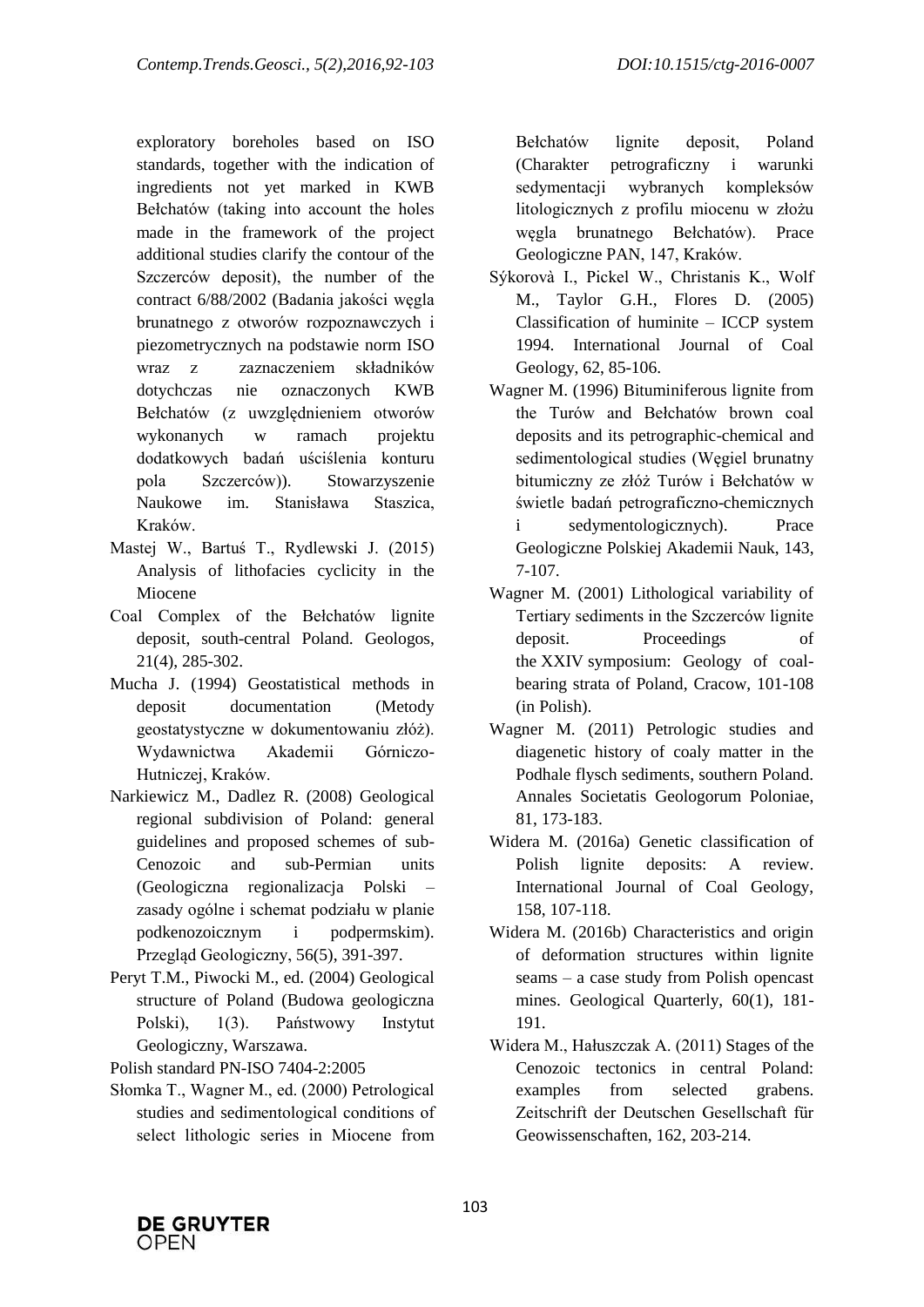exploratory boreholes based on ISO standards, together with the indication of ingredients not yet marked in KWB Bełchatów (taking into account the holes made in the framework of the project additional studies clarify the contour of the Szczerców deposit), the number of the contract 6/88/2002 (Badania jakości węgla brunatnego z otworów rozpoznawczych i piezometrycznych na podstawie norm ISO wraz z zaznaczeniem składników dotychczas nie oznaczonych KWB Bełchatów (z uwzglednieniem otworów wykonanych w ramach projektu dodatkowych badań uściślenia konturu pola Szczerców)). Stowarzyszenie Naukowe im. Stanisława Staszica, Kraków.

Mastej W., Bartuś T., Rydlewski J. (2015) Analysis of lithofacies cyclicity in the Miocene

Coal Complex of the Bełchatów lignite deposit, south-central Poland. Geologos, 21(4), 285-302.

Mucha J. (1994) Geostatistical methods in deposit documentation (Metody geostatystyczne w dokumentowaniu złóż). Wydawnictwa Akademii Górniczo-Hutniczej, Kraków.

Narkiewicz M., Dadlez R. (2008) Geological regional subdivision of Poland: general guidelines and proposed schemes of sub-Cenozoic and sub-Permian units (Geologiczna regionalizacja Polski – zasady ogólne i schemat podziału w planie podkenozoicznym i podpermskim). Przegląd Geologiczny, 56(5), 391-397.

Peryt T.M., Piwocki M., ed. (2004) Geological structure of Poland (Budowa geologiczna Polski), 1(3). Państwowy Instytut Geologiczny, Warszawa.

Polish standard PN-ISO 7404-2:2005

Słomka T., Wagner M., ed. (2000) Petrological studies and sedimentological conditions of select lithologic series in Miocene from Bełchatów lignite deposit, Poland (Charakter petrograficzny i warunki sedymentacji wybranych kompleksów litologicznych z profilu miocenu w złożu węgla brunatnego Bełchatów). Prace Geologiczne PAN, 147, Kraków.

Sýkorovà I., Pickel W., Christanis K., Wolf M., Taylor G.H., Flores D. (2005) Classification of huminite – ICCP system 1994. International Journal of Coal Geology, 62, 85-106.

Wagner M. (1996) Bitumiiniferous lignite from the Turów and Bełchatów brown coal deposits and its petrographic-chemical and sedimentological studies (Węgiel brunatny bitumiczny ze złóż Turów i Bełchatów w świetle badań petrograficzno-chemicznych i sedymentologicznych). Prace Geologiczne Polskiej Akademii Nauk, 143, 7-107.

Wagner M. (2001) Lithological variability of Tertiary sediments in the Szczerców lignite deposit. Proceedings of the XXIV symposium: Geology of coal-bearing strata of Poland, Cracow, 101-108 (in Polish).

Wagner M. (2011) Petrologic studies and diagenetic history of coaly matter in the Podhale flysch sediments, southern Poland. Annales Societatis Geologorum Poloniae, 81, 173-183.

Widera M. (2016a) Genetic classification of Polish lignite deposits: A review. International Journal of Coal Geology, 158, 107-118.

Widera M. (2016b) Characteristics and origin of deformation structures within lignite seams – a case study from Polish opencast mines. Geological Quarterly, 60(1), 181-191.

Widera M., Hałuszczak A. (2011) Stages of the Cenozoic tectonics in central Poland: examples from selected grabens. Zeitschrift der Deutschen Gesellschaft für Geowissenschaften, 162, 203-214.